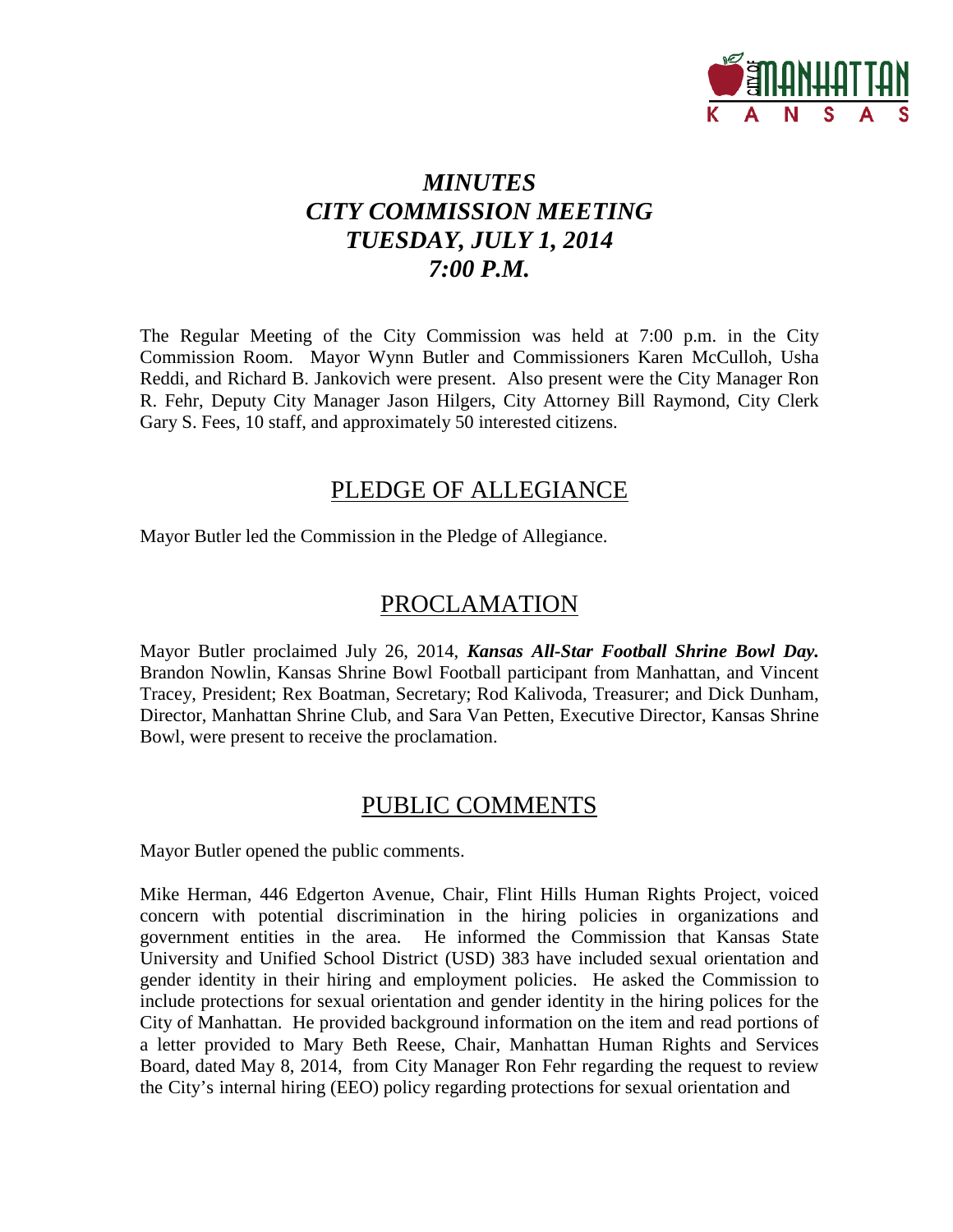# *MINUTES*
# *CITY COMMISSION MEETING*
# *TUESDAY, JULY 1, 2014*
# *7:00 P.M.*

The Regular Meeting of the City Commission was held at 7:00 p.m. in the City Commission Room. Mayor Wynn Butler and Commissioners Karen McCulloh, Usha Reddi, and Richard B. Jankovich were present. Also present were the City Manager Ron R. Fehr, Deputy City Manager Jason Hilgers, City Attorney Bill Raymond, City Clerk Gary S. Fees, 10 staff, and approximately 50 interested citizens.

## PLEDGE OF ALLEGIANCE

Mayor Butler led the Commission in the Pledge of Allegiance.

## PROCLAMATION

Mayor Butler proclaimed July 26, 2014, ***Kansas All-Star Football Shrine Bowl Day.*** Brandon Nowlin, Kansas Shrine Bowl Football participant from Manhattan, and Vincent Tracey, President; Rex Boatman, Secretary; Rod Kalivoda, Treasurer; and Dick Dunham, Director, Manhattan Shrine Club, and Sara Van Petten, Executive Director, Kansas Shrine Bowl, were present to receive the proclamation.

## PUBLIC COMMENTS

Mayor Butler opened the public comments.

Mike Herman, 446 Edgerton Avenue, Chair, Flint Hills Human Rights Project, voiced concern with potential discrimination in the hiring policies in organizations and government entities in the area. He informed the Commission that Kansas State University and Unified School District (USD) 383 have included sexual orientation and gender identity in their hiring and employment policies. He asked the Commission to include protections for sexual orientation and gender identity in the hiring polices for the City of Manhattan. He provided background information on the item and read portions of a letter provided to Mary Beth Reese, Chair, Manhattan Human Rights and Services Board, dated May 8, 2014, from City Manager Ron Fehr regarding the request to review the City's internal hiring (EEO) policy regarding protections for sexual orientation and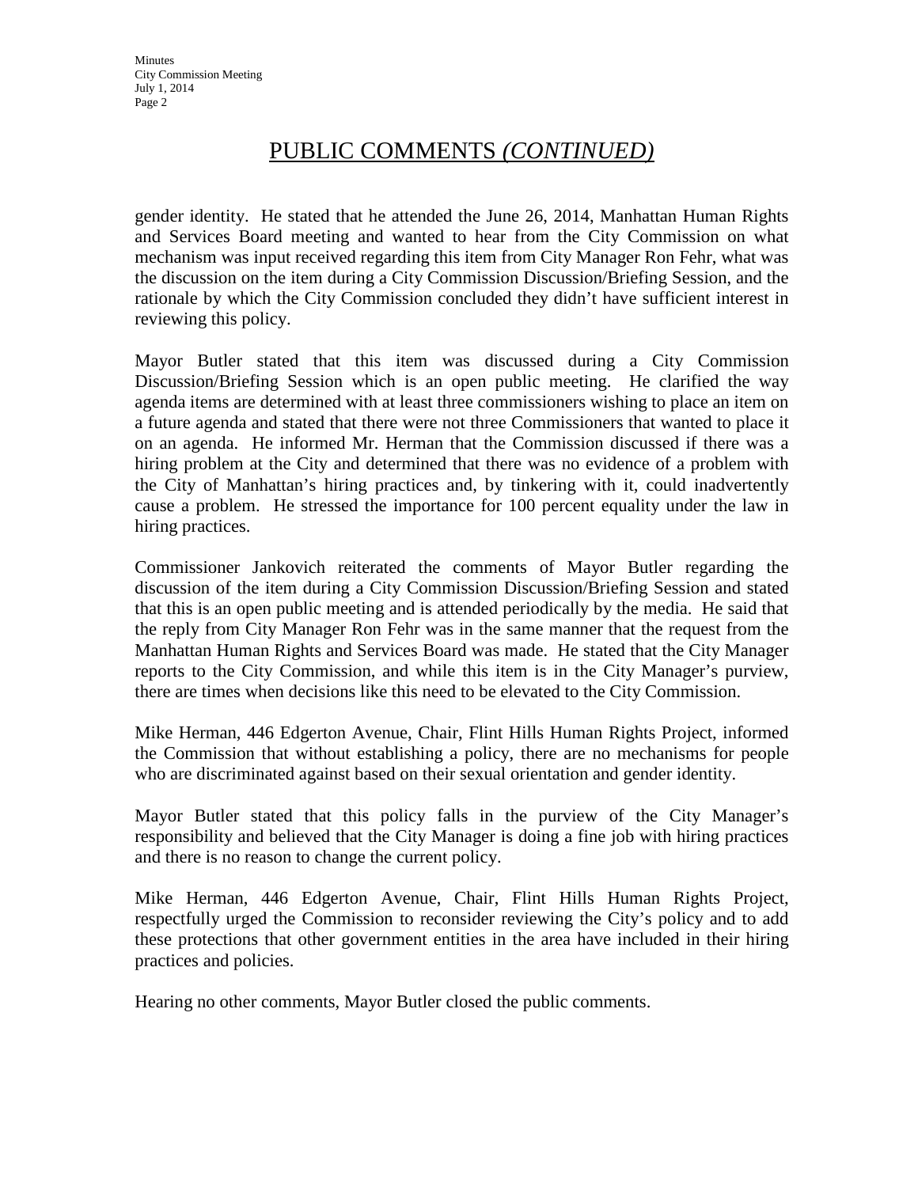# PUBLIC COMMENTS *(CONTINUED)*

gender identity. He stated that he attended the June 26, 2014, Manhattan Human Rights and Services Board meeting and wanted to hear from the City Commission on what mechanism was input received regarding this item from City Manager Ron Fehr, what was the discussion on the item during a City Commission Discussion/Briefing Session, and the rationale by which the City Commission concluded they didn't have sufficient interest in reviewing this policy.

Mayor Butler stated that this item was discussed during a City Commission Discussion/Briefing Session which is an open public meeting. He clarified the way agenda items are determined with at least three commissioners wishing to place an item on a future agenda and stated that there were not three Commissioners that wanted to place it on an agenda. He informed Mr. Herman that the Commission discussed if there was a hiring problem at the City and determined that there was no evidence of a problem with the City of Manhattan's hiring practices and, by tinkering with it, could inadvertently cause a problem. He stressed the importance for 100 percent equality under the law in hiring practices.

Commissioner Jankovich reiterated the comments of Mayor Butler regarding the discussion of the item during a City Commission Discussion/Briefing Session and stated that this is an open public meeting and is attended periodically by the media. He said that the reply from City Manager Ron Fehr was in the same manner that the request from the Manhattan Human Rights and Services Board was made. He stated that the City Manager reports to the City Commission, and while this item is in the City Manager's purview, there are times when decisions like this need to be elevated to the City Commission.

Mike Herman, 446 Edgerton Avenue, Chair, Flint Hills Human Rights Project, informed the Commission that without establishing a policy, there are no mechanisms for people who are discriminated against based on their sexual orientation and gender identity.

Mayor Butler stated that this policy falls in the purview of the City Manager's responsibility and believed that the City Manager is doing a fine job with hiring practices and there is no reason to change the current policy.

Mike Herman, 446 Edgerton Avenue, Chair, Flint Hills Human Rights Project, respectfully urged the Commission to reconsider reviewing the City's policy and to add these protections that other government entities in the area have included in their hiring practices and policies.

Hearing no other comments, Mayor Butler closed the public comments.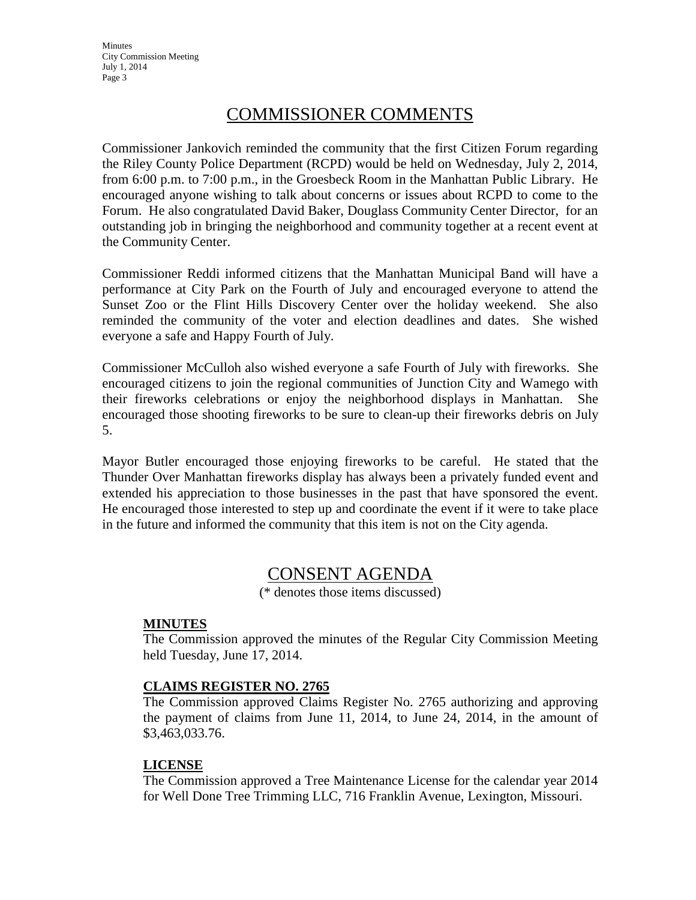## COMMISSIONER COMMENTS

Commissioner Jankovich reminded the community that the first Citizen Forum regarding the Riley County Police Department (RCPD) would be held on Wednesday, July 2, 2014, from 6:00 p.m. to 7:00 p.m., in the Groesbeck Room in the Manhattan Public Library. He encouraged anyone wishing to talk about concerns or issues about RCPD to come to the Forum. He also congratulated David Baker, Douglass Community Center Director, for an outstanding job in bringing the neighborhood and community together at a recent event at the Community Center.

Commissioner Reddi informed citizens that the Manhattan Municipal Band will have a performance at City Park on the Fourth of July and encouraged everyone to attend the Sunset Zoo or the Flint Hills Discovery Center over the holiday weekend. She also reminded the community of the voter and election deadlines and dates. She wished everyone a safe and Happy Fourth of July.

Commissioner McCulloh also wished everyone a safe Fourth of July with fireworks. She encouraged citizens to join the regional communities of Junction City and Wamego with their fireworks celebrations or enjoy the neighborhood displays in Manhattan. She encouraged those shooting fireworks to be sure to clean-up their fireworks debris on July 5.

Mayor Butler encouraged those enjoying fireworks to be careful. He stated that the Thunder Over Manhattan fireworks display has always been a privately funded event and extended his appreciation to those businesses in the past that have sponsored the event. He encouraged those interested to step up and coordinate the event if it were to take place in the future and informed the community that this item is not on the City agenda.

## CONSENT AGENDA

(* denotes those items discussed)

**MINUTES**

The Commission approved the minutes of the Regular City Commission Meeting held Tuesday, June 17, 2014.

**CLAIMS REGISTER NO. 2765**

The Commission approved Claims Register No. 2765 authorizing and approving the payment of claims from June 11, 2014, to June 24, 2014, in the amount of $3,463,033.76.

**LICENSE**

The Commission approved a Tree Maintenance License for the calendar year 2014 for Well Done Tree Trimming LLC, 716 Franklin Avenue, Lexington, Missouri.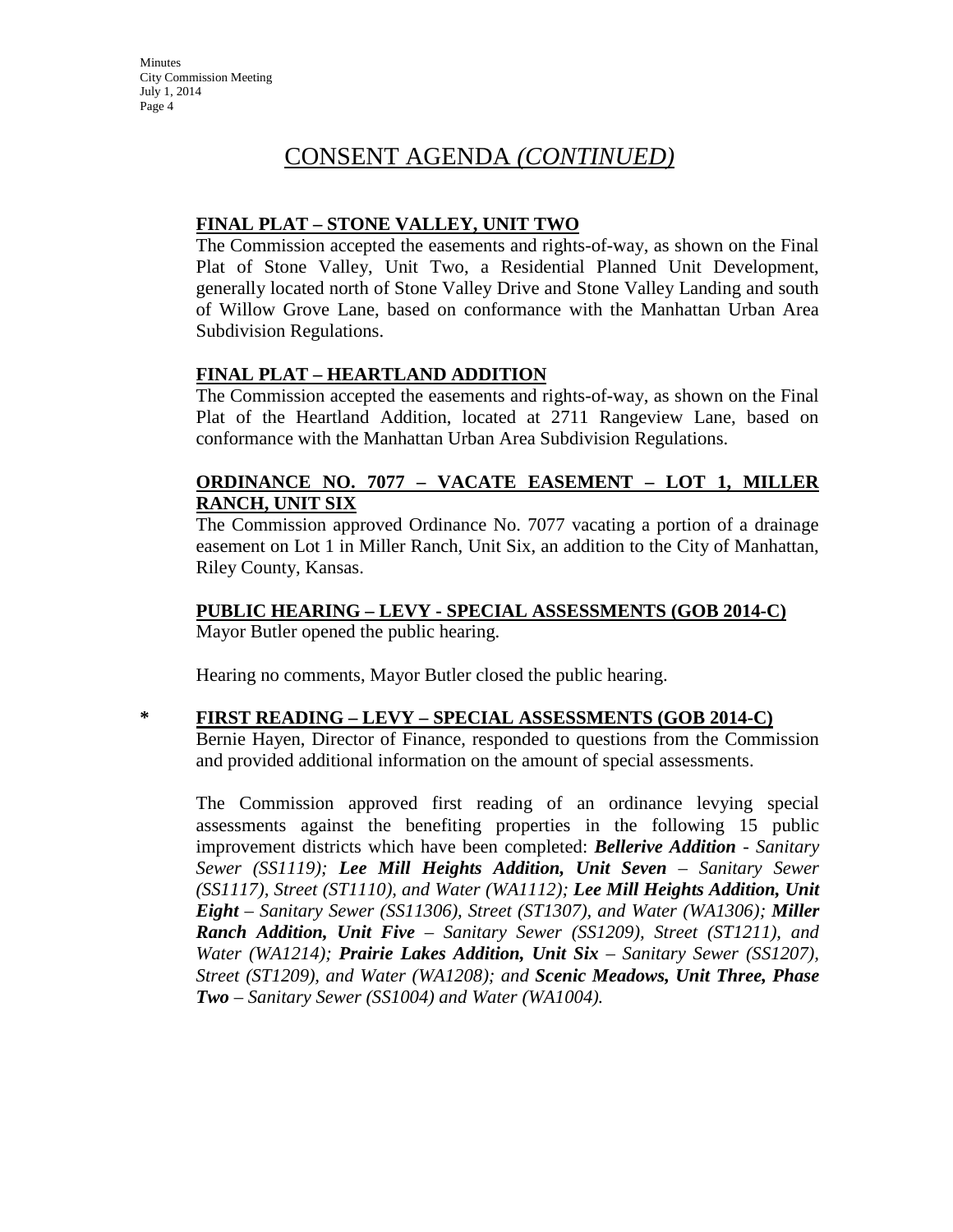# CONSENT AGENDA *(CONTINUED)*

**FINAL PLAT – STONE VALLEY, UNIT TWO**

The Commission accepted the easements and rights-of-way, as shown on the Final Plat of Stone Valley, Unit Two, a Residential Planned Unit Development, generally located north of Stone Valley Drive and Stone Valley Landing and south of Willow Grove Lane, based on conformance with the Manhattan Urban Area Subdivision Regulations.

**FINAL PLAT – HEARTLAND ADDITION**

The Commission accepted the easements and rights-of-way, as shown on the Final Plat of the Heartland Addition, located at 2711 Rangeview Lane, based on conformance with the Manhattan Urban Area Subdivision Regulations.

**ORDINANCE NO. 7077 – VACATE EASEMENT – LOT 1, MILLER RANCH, UNIT SIX**

The Commission approved Ordinance No. 7077 vacating a portion of a drainage easement on Lot 1 in Miller Ranch, Unit Six, an addition to the City of Manhattan, Riley County, Kansas.

**PUBLIC HEARING – LEVY - SPECIAL ASSESSMENTS (GOB 2014-C)**

Mayor Butler opened the public hearing.

Hearing no comments, Mayor Butler closed the public hearing.

**\* FIRST READING – LEVY – SPECIAL ASSESSMENTS (GOB 2014-C)**

Bernie Hayen, Director of Finance, responded to questions from the Commission and provided additional information on the amount of special assessments.

The Commission approved first reading of an ordinance levying special assessments against the benefiting properties in the following 15 public improvement districts which have been completed: ***Bellerive Addition*** *- Sanitary Sewer (SS1119);* ***Lee Mill Heights Addition, Unit Seven*** *– Sanitary Sewer (SS1117), Street (ST1110), and Water (WA1112);* ***Lee Mill Heights Addition, Unit Eight*** *– Sanitary Sewer (SS11306), Street (ST1307), and Water (WA1306);* ***Miller Ranch Addition, Unit Five*** *– Sanitary Sewer (SS1209), Street (ST1211), and Water (WA1214);* ***Prairie Lakes Addition, Unit Six*** *– Sanitary Sewer (SS1207), Street (ST1209), and Water (WA1208); and* ***Scenic Meadows, Unit Three, Phase Two*** *– Sanitary Sewer (SS1004) and Water (WA1004).*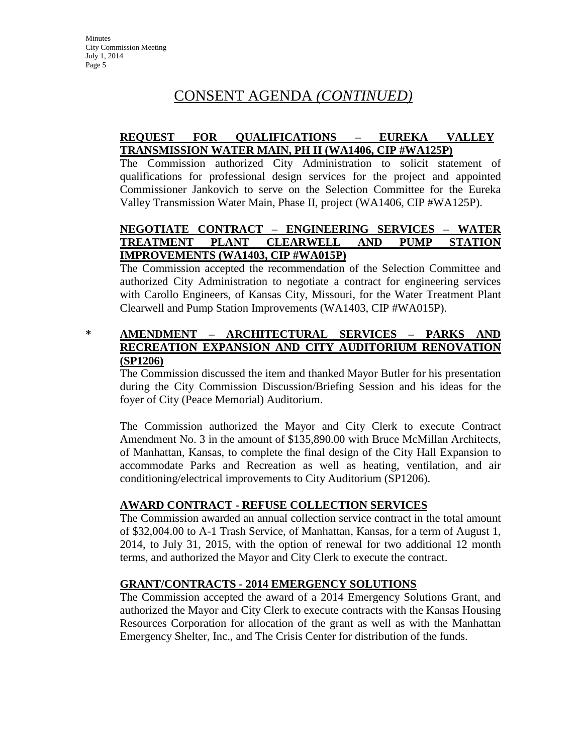# CONSENT AGENDA *(CONTINUED)*

**REQUEST FOR QUALIFICATIONS – EUREKA VALLEY TRANSMISSION WATER MAIN, PH II (WA1406, CIP #WA125P)**

The Commission authorized City Administration to solicit statement of qualifications for professional design services for the project and appointed Commissioner Jankovich to serve on the Selection Committee for the Eureka Valley Transmission Water Main, Phase II, project (WA1406, CIP #WA125P).

**NEGOTIATE CONTRACT – ENGINEERING SERVICES – WATER TREATMENT PLANT CLEARWELL AND PUMP STATION IMPROVEMENTS (WA1403, CIP #WA015P)**

The Commission accepted the recommendation of the Selection Committee and authorized City Administration to negotiate a contract for engineering services with Carollo Engineers, of Kansas City, Missouri, for the Water Treatment Plant Clearwell and Pump Station Improvements (WA1403, CIP #WA015P).

\* **AMENDMENT – ARCHITECTURAL SERVICES – PARKS AND RECREATION EXPANSION AND CITY AUDITORIUM RENOVATION (SP1206)**

The Commission discussed the item and thanked Mayor Butler for his presentation during the City Commission Discussion/Briefing Session and his ideas for the foyer of City (Peace Memorial) Auditorium.

The Commission authorized the Mayor and City Clerk to execute Contract Amendment No. 3 in the amount of $135,890.00 with Bruce McMillan Architects, of Manhattan, Kansas, to complete the final design of the City Hall Expansion to accommodate Parks and Recreation as well as heating, ventilation, and air conditioning/electrical improvements to City Auditorium (SP1206).

**AWARD CONTRACT - REFUSE COLLECTION SERVICES**

The Commission awarded an annual collection service contract in the total amount of $32,004.00 to A-1 Trash Service, of Manhattan, Kansas, for a term of August 1, 2014, to July 31, 2015, with the option of renewal for two additional 12 month terms, and authorized the Mayor and City Clerk to execute the contract.

**GRANT/CONTRACTS - 2014 EMERGENCY SOLUTIONS**

The Commission accepted the award of a 2014 Emergency Solutions Grant, and authorized the Mayor and City Clerk to execute contracts with the Kansas Housing Resources Corporation for allocation of the grant as well as with the Manhattan Emergency Shelter, Inc., and The Crisis Center for distribution of the funds.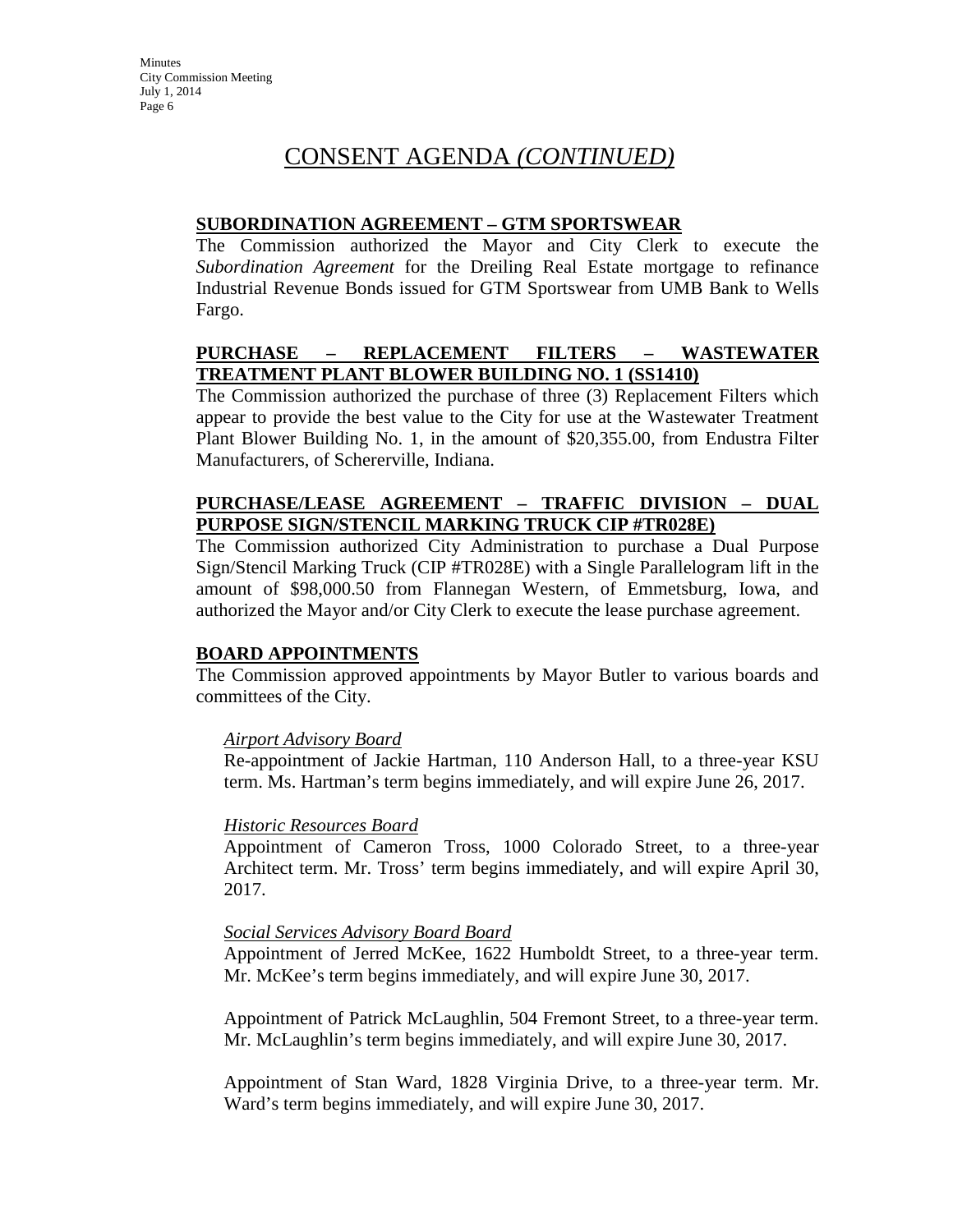# CONSENT AGENDA *(CONTINUED)*

**SUBORDINATION AGREEMENT – GTM SPORTSWEAR**

The Commission authorized the Mayor and City Clerk to execute the *Subordination Agreement* for the Dreiling Real Estate mortgage to refinance Industrial Revenue Bonds issued for GTM Sportswear from UMB Bank to Wells Fargo.

**PURCHASE – REPLACEMENT FILTERS – WASTEWATER TREATMENT PLANT BLOWER BUILDING NO. 1 (SS1410)**

The Commission authorized the purchase of three (3) Replacement Filters which appear to provide the best value to the City for use at the Wastewater Treatment Plant Blower Building No. 1, in the amount of $20,355.00, from Endustra Filter Manufacturers, of Schererville, Indiana.

**PURCHASE/LEASE AGREEMENT – TRAFFIC DIVISION – DUAL PURPOSE SIGN/STENCIL MARKING TRUCK CIP #TR028E)**

The Commission authorized City Administration to purchase a Dual Purpose Sign/Stencil Marking Truck (CIP #TR028E) with a Single Parallelogram lift in the amount of $98,000.50 from Flannegan Western, of Emmetsburg, Iowa, and authorized the Mayor and/or City Clerk to execute the lease purchase agreement.

**BOARD APPOINTMENTS**

The Commission approved appointments by Mayor Butler to various boards and committees of the City.

*Airport Advisory Board*

Re-appointment of Jackie Hartman, 110 Anderson Hall, to a three-year KSU term. Ms. Hartman's term begins immediately, and will expire June 26, 2017.

*Historic Resources Board*

Appointment of Cameron Tross, 1000 Colorado Street, to a three-year Architect term. Mr. Tross' term begins immediately, and will expire April 30, 2017.

*Social Services Advisory Board Board*

Appointment of Jerred McKee, 1622 Humboldt Street, to a three-year term. Mr. McKee's term begins immediately, and will expire June 30, 2017.

Appointment of Patrick McLaughlin, 504 Fremont Street, to a three-year term. Mr. McLaughlin's term begins immediately, and will expire June 30, 2017.

Appointment of Stan Ward, 1828 Virginia Drive, to a three-year term. Mr. Ward's term begins immediately, and will expire June 30, 2017.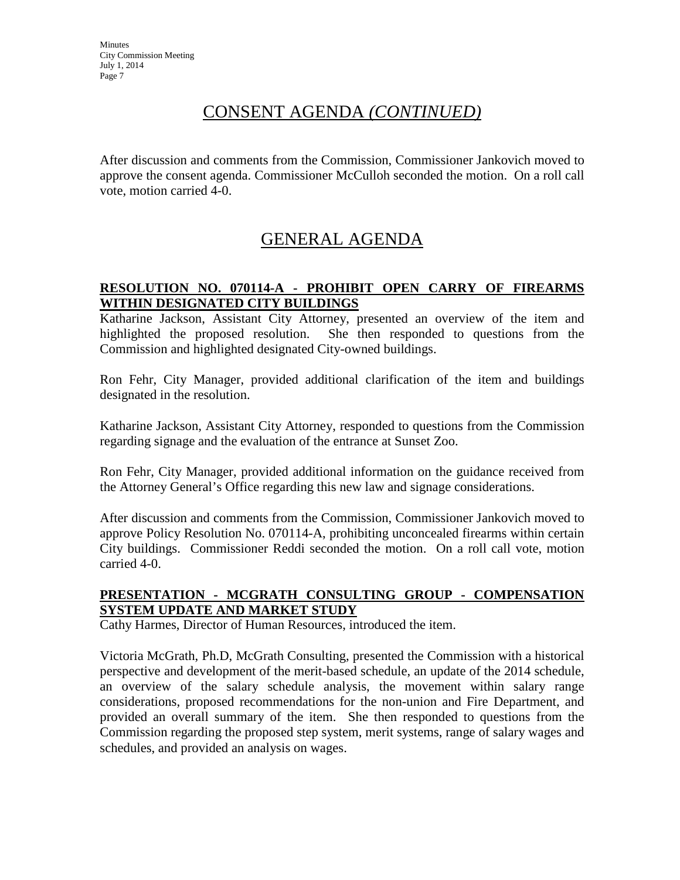## CONSENT AGENDA *(CONTINUED)*

After discussion and comments from the Commission, Commissioner Jankovich moved to approve the consent agenda. Commissioner McCulloh seconded the motion. On a roll call vote, motion carried 4-0.

## GENERAL AGENDA

### RESOLUTION NO. 070114-A - PROHIBIT OPEN CARRY OF FIREARMS WITHIN DESIGNATED CITY BUILDINGS

Katharine Jackson, Assistant City Attorney, presented an overview of the item and highlighted the proposed resolution. She then responded to questions from the Commission and highlighted designated City-owned buildings.

Ron Fehr, City Manager, provided additional clarification of the item and buildings designated in the resolution.

Katharine Jackson, Assistant City Attorney, responded to questions from the Commission regarding signage and the evaluation of the entrance at Sunset Zoo.

Ron Fehr, City Manager, provided additional information on the guidance received from the Attorney General's Office regarding this new law and signage considerations.

After discussion and comments from the Commission, Commissioner Jankovich moved to approve Policy Resolution No. 070114-A, prohibiting unconcealed firearms within certain City buildings. Commissioner Reddi seconded the motion. On a roll call vote, motion carried 4-0.

### PRESENTATION - MCGRATH CONSULTING GROUP - COMPENSATION SYSTEM UPDATE AND MARKET STUDY

Cathy Harmes, Director of Human Resources, introduced the item.

Victoria McGrath, Ph.D, McGrath Consulting, presented the Commission with a historical perspective and development of the merit-based schedule, an update of the 2014 schedule, an overview of the salary schedule analysis, the movement within salary range considerations, proposed recommendations for the non-union and Fire Department, and provided an overall summary of the item. She then responded to questions from the Commission regarding the proposed step system, merit systems, range of salary wages and schedules, and provided an analysis on wages.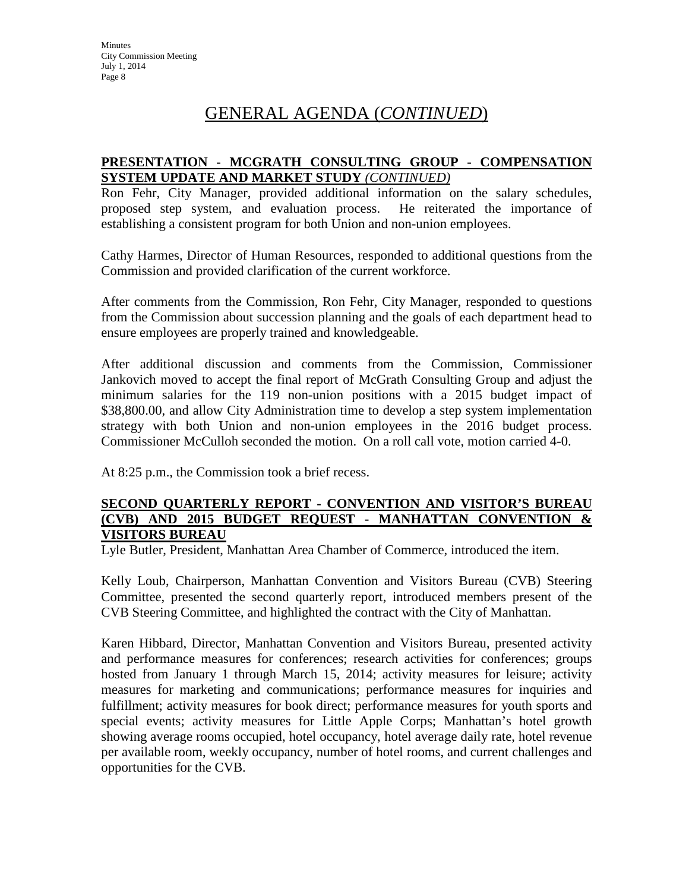# GENERAL AGENDA (*CONTINUED*)

**PRESENTATION - MCGRATH CONSULTING GROUP - COMPENSATION SYSTEM UPDATE AND MARKET STUDY** ***(CONTINUED)***

Ron Fehr, City Manager, provided additional information on the salary schedules, proposed step system, and evaluation process. He reiterated the importance of establishing a consistent program for both Union and non-union employees.

Cathy Harmes, Director of Human Resources, responded to additional questions from the Commission and provided clarification of the current workforce.

After comments from the Commission, Ron Fehr, City Manager, responded to questions from the Commission about succession planning and the goals of each department head to ensure employees are properly trained and knowledgeable.

After additional discussion and comments from the Commission, Commissioner Jankovich moved to accept the final report of McGrath Consulting Group and adjust the minimum salaries for the 119 non-union positions with a 2015 budget impact of $38,800.00, and allow City Administration time to develop a step system implementation strategy with both Union and non-union employees in the 2016 budget process. Commissioner McCulloh seconded the motion. On a roll call vote, motion carried 4-0.

At 8:25 p.m., the Commission took a brief recess.

**SECOND QUARTERLY REPORT - CONVENTION AND VISITOR'S BUREAU (CVB) AND 2015 BUDGET REQUEST - MANHATTAN CONVENTION & VISITORS BUREAU**

Lyle Butler, President, Manhattan Area Chamber of Commerce, introduced the item.

Kelly Loub, Chairperson, Manhattan Convention and Visitors Bureau (CVB) Steering Committee, presented the second quarterly report, introduced members present of the CVB Steering Committee, and highlighted the contract with the City of Manhattan.

Karen Hibbard, Director, Manhattan Convention and Visitors Bureau, presented activity and performance measures for conferences; research activities for conferences; groups hosted from January 1 through March 15, 2014; activity measures for leisure; activity measures for marketing and communications; performance measures for inquiries and fulfillment; activity measures for book direct; performance measures for youth sports and special events; activity measures for Little Apple Corps; Manhattan's hotel growth showing average rooms occupied, hotel occupancy, hotel average daily rate, hotel revenue per available room, weekly occupancy, number of hotel rooms, and current challenges and opportunities for the CVB.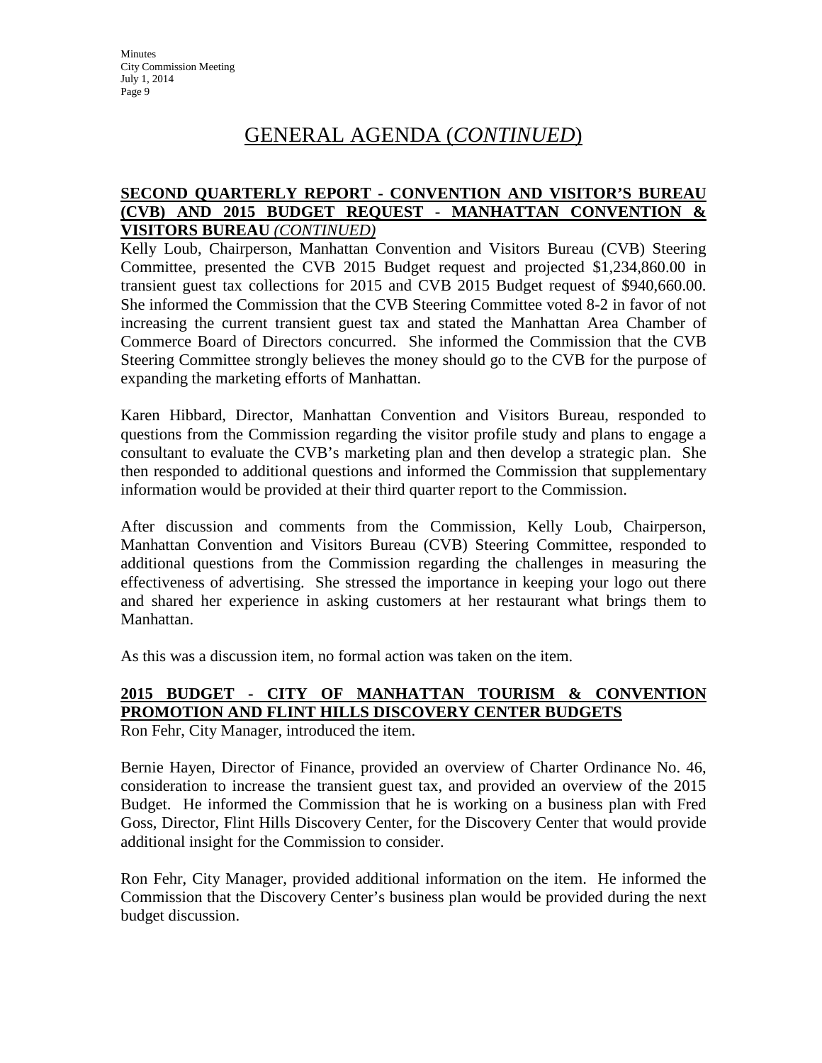# GENERAL AGENDA (*CONTINUED*)

**SECOND QUARTERLY REPORT - CONVENTION AND VISITOR'S BUREAU (CVB) AND 2015 BUDGET REQUEST - MANHATTAN CONVENTION & VISITORS BUREAU** ***(CONTINUED)***

Kelly Loub, Chairperson, Manhattan Convention and Visitors Bureau (CVB) Steering Committee, presented the CVB 2015 Budget request and projected $1,234,860.00 in transient guest tax collections for 2015 and CVB 2015 Budget request of $940,660.00. She informed the Commission that the CVB Steering Committee voted 8-2 in favor of not increasing the current transient guest tax and stated the Manhattan Area Chamber of Commerce Board of Directors concurred. She informed the Commission that the CVB Steering Committee strongly believes the money should go to the CVB for the purpose of expanding the marketing efforts of Manhattan.

Karen Hibbard, Director, Manhattan Convention and Visitors Bureau, responded to questions from the Commission regarding the visitor profile study and plans to engage a consultant to evaluate the CVB's marketing plan and then develop a strategic plan. She then responded to additional questions and informed the Commission that supplementary information would be provided at their third quarter report to the Commission.

After discussion and comments from the Commission, Kelly Loub, Chairperson, Manhattan Convention and Visitors Bureau (CVB) Steering Committee, responded to additional questions from the Commission regarding the challenges in measuring the effectiveness of advertising. She stressed the importance in keeping your logo out there and shared her experience in asking customers at her restaurant what brings them to Manhattan.

As this was a discussion item, no formal action was taken on the item.

**2015 BUDGET - CITY OF MANHATTAN TOURISM & CONVENTION PROMOTION AND FLINT HILLS DISCOVERY CENTER BUDGETS**

Ron Fehr, City Manager, introduced the item.

Bernie Hayen, Director of Finance, provided an overview of Charter Ordinance No. 46, consideration to increase the transient guest tax, and provided an overview of the 2015 Budget. He informed the Commission that he is working on a business plan with Fred Goss, Director, Flint Hills Discovery Center, for the Discovery Center that would provide additional insight for the Commission to consider.

Ron Fehr, City Manager, provided additional information on the item. He informed the Commission that the Discovery Center's business plan would be provided during the next budget discussion.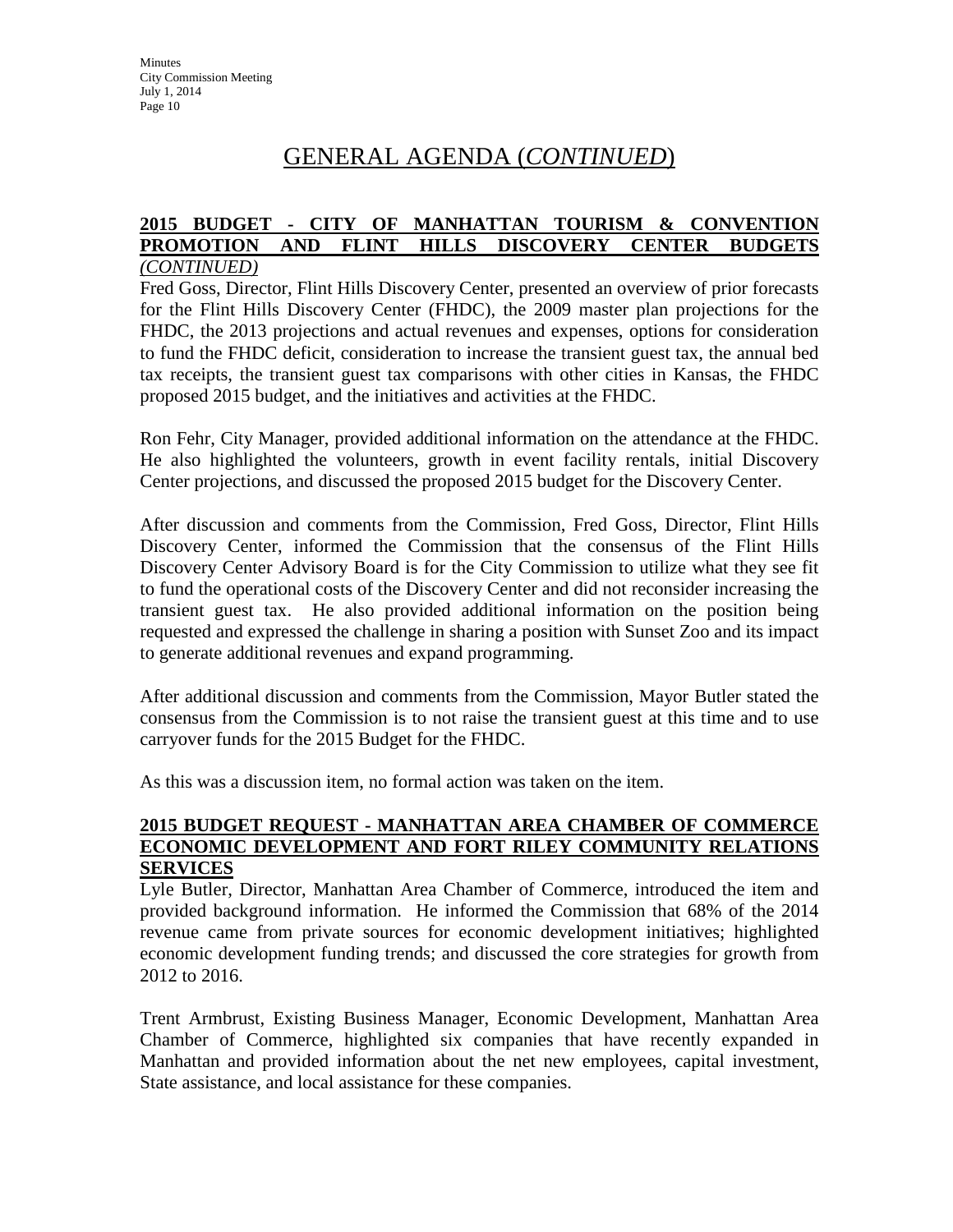# GENERAL AGENDA (*CONTINUED*)

## 2015 BUDGET - CITY OF MANHATTAN TOURISM & CONVENTION PROMOTION AND FLINT HILLS DISCOVERY CENTER BUDGETS *(CONTINUED)*

Fred Goss, Director, Flint Hills Discovery Center, presented an overview of prior forecasts for the Flint Hills Discovery Center (FHDC), the 2009 master plan projections for the FHDC, the 2013 projections and actual revenues and expenses, options for consideration to fund the FHDC deficit, consideration to increase the transient guest tax, the annual bed tax receipts, the transient guest tax comparisons with other cities in Kansas, the FHDC proposed 2015 budget, and the initiatives and activities at the FHDC.

Ron Fehr, City Manager, provided additional information on the attendance at the FHDC. He also highlighted the volunteers, growth in event facility rentals, initial Discovery Center projections, and discussed the proposed 2015 budget for the Discovery Center.

After discussion and comments from the Commission, Fred Goss, Director, Flint Hills Discovery Center, informed the Commission that the consensus of the Flint Hills Discovery Center Advisory Board is for the City Commission to utilize what they see fit to fund the operational costs of the Discovery Center and did not reconsider increasing the transient guest tax. He also provided additional information on the position being requested and expressed the challenge in sharing a position with Sunset Zoo and its impact to generate additional revenues and expand programming.

After additional discussion and comments from the Commission, Mayor Butler stated the consensus from the Commission is to not raise the transient guest at this time and to use carryover funds for the 2015 Budget for the FHDC.

As this was a discussion item, no formal action was taken on the item.

## 2015 BUDGET REQUEST - MANHATTAN AREA CHAMBER OF COMMERCE ECONOMIC DEVELOPMENT AND FORT RILEY COMMUNITY RELATIONS SERVICES

Lyle Butler, Director, Manhattan Area Chamber of Commerce, introduced the item and provided background information. He informed the Commission that 68% of the 2014 revenue came from private sources for economic development initiatives; highlighted economic development funding trends; and discussed the core strategies for growth from 2012 to 2016.

Trent Armbrust, Existing Business Manager, Economic Development, Manhattan Area Chamber of Commerce, highlighted six companies that have recently expanded in Manhattan and provided information about the net new employees, capital investment, State assistance, and local assistance for these companies.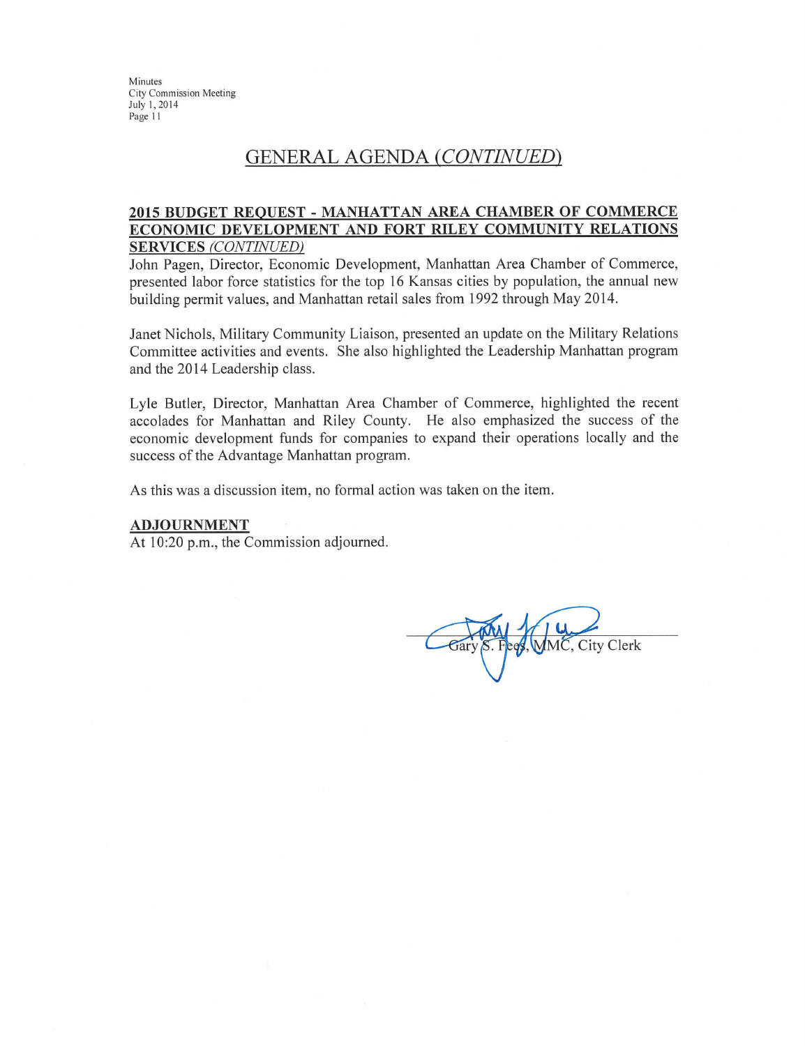## GENERAL AGENDA *(CONTINUED)*

**2015 BUDGET REQUEST - MANHATTAN AREA CHAMBER OF COMMERCE ECONOMIC DEVELOPMENT AND FORT RILEY COMMUNITY RELATIONS SERVICES** *(CONTINUED)*

John Pagen, Director, Economic Development, Manhattan Area Chamber of Commerce, presented labor force statistics for the top 16 Kansas cities by population, the annual new building permit values, and Manhattan retail sales from 1992 through May 2014.

Janet Nichols, Military Community Liaison, presented an update on the Military Relations Committee activities and events. She also highlighted the Leadership Manhattan program and the 2014 Leadership class.

Lyle Butler, Director, Manhattan Area Chamber of Commerce, highlighted the recent accolades for Manhattan and Riley County. He also emphasized the success of the economic development funds for companies to expand their operations locally and the success of the Advantage Manhattan program.

As this was a discussion item, no formal action was taken on the item.

**ADJOURNMENT**

At 10:20 p.m., the Commission adjourned.

Gary S. Fees, MMC, City Clerk